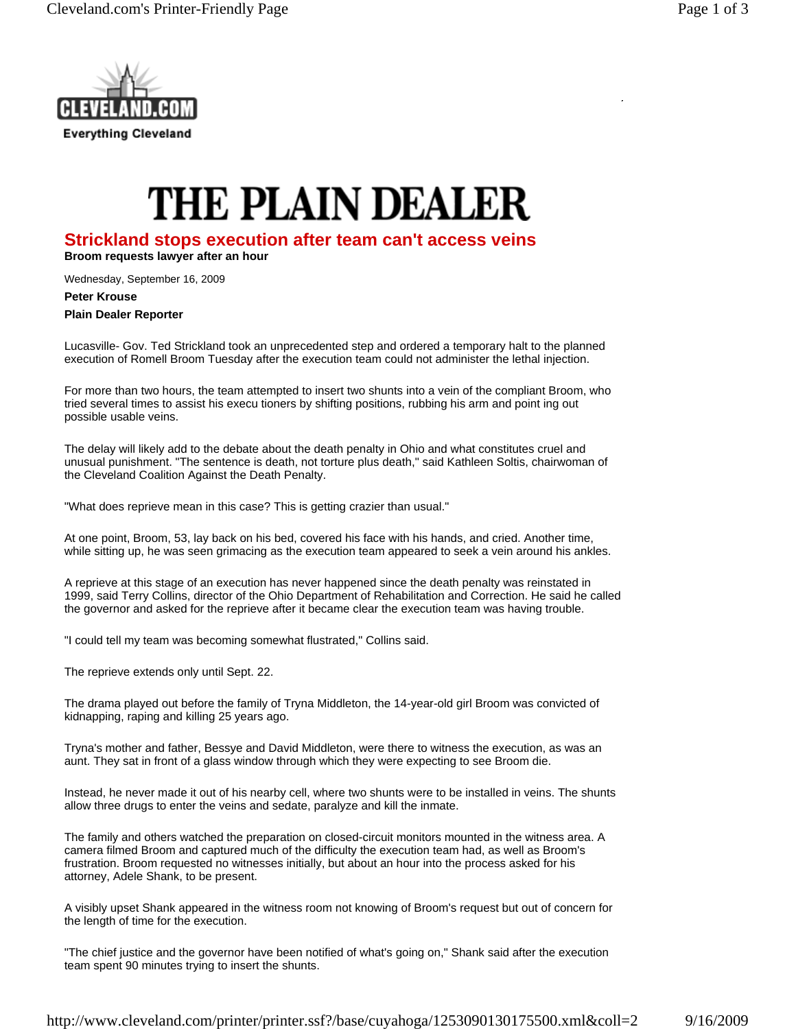# THE PLAIN DEALER

## Strickland stops execution after team can't access veins

**Broom requests lawyer after an hour**

Wednesday, September 16, 2009

**Peter Krouse**

**Plain Dealer Reporter**

Lucasville- Gov. Ted Strickland took an unprecedented step and ordered a temporary halt to the planned execution of Romell Broom Tuesday after the execution team could not administer the lethal injection.

For more than two hours, the team attempted to insert two shunts into a vein of the compliant Broom, who tried several times to assist his execu tioners by shifting positions, rubbing his arm and point ing out possible usable veins.

The delay will likely add to the debate about the death penalty in Ohio and what constitutes cruel and unusual punishment. "The sentence is death, not torture plus death," said Kathleen Soltis, chairwoman of the Cleveland Coalition Against the Death Penalty.

"What does reprieve mean in this case? This is getting crazier than usual."

At one point, Broom, 53, lay back on his bed, covered his face with his hands, and cried. Another time, while sitting up, he was seen grimacing as the execution team appeared to seek a vein around his ankles.

A reprieve at this stage of an execution has never happened since the death penalty was reinstated in 1999, said Terry Collins, director of the Ohio Department of Rehabilitation and Correction. He said he called the governor and asked for the reprieve after it became clear the execution team was having trouble.

"I could tell my team was becoming somewhat flustrated," Collins said.

The reprieve extends only until Sept. 22.

The drama played out before the family of Tryna Middleton, the 14-year-old girl Broom was convicted of kidnapping, raping and killing 25 years ago.

Tryna's mother and father, Bessye and David Middleton, were there to witness the execution, as was an aunt. They sat in front of a glass window through which they were expecting to see Broom die.

Instead, he never made it out of his nearby cell, where two shunts were to be installed in veins. The shunts allow three drugs to enter the veins and sedate, paralyze and kill the inmate.

The family and others watched the preparation on closed-circuit monitors mounted in the witness area. A camera filmed Broom and captured much of the difficulty the execution team had, as well as Broom's frustration. Broom requested no witnesses initially, but about an hour into the process asked for his attorney, Adele Shank, to be present.

A visibly upset Shank appeared in the witness room not knowing of Broom's request but out of concern for the length of time for the execution.

"The chief justice and the governor have been notified of what's going on," Shank said after the execution team spent 90 minutes trying to insert the shunts.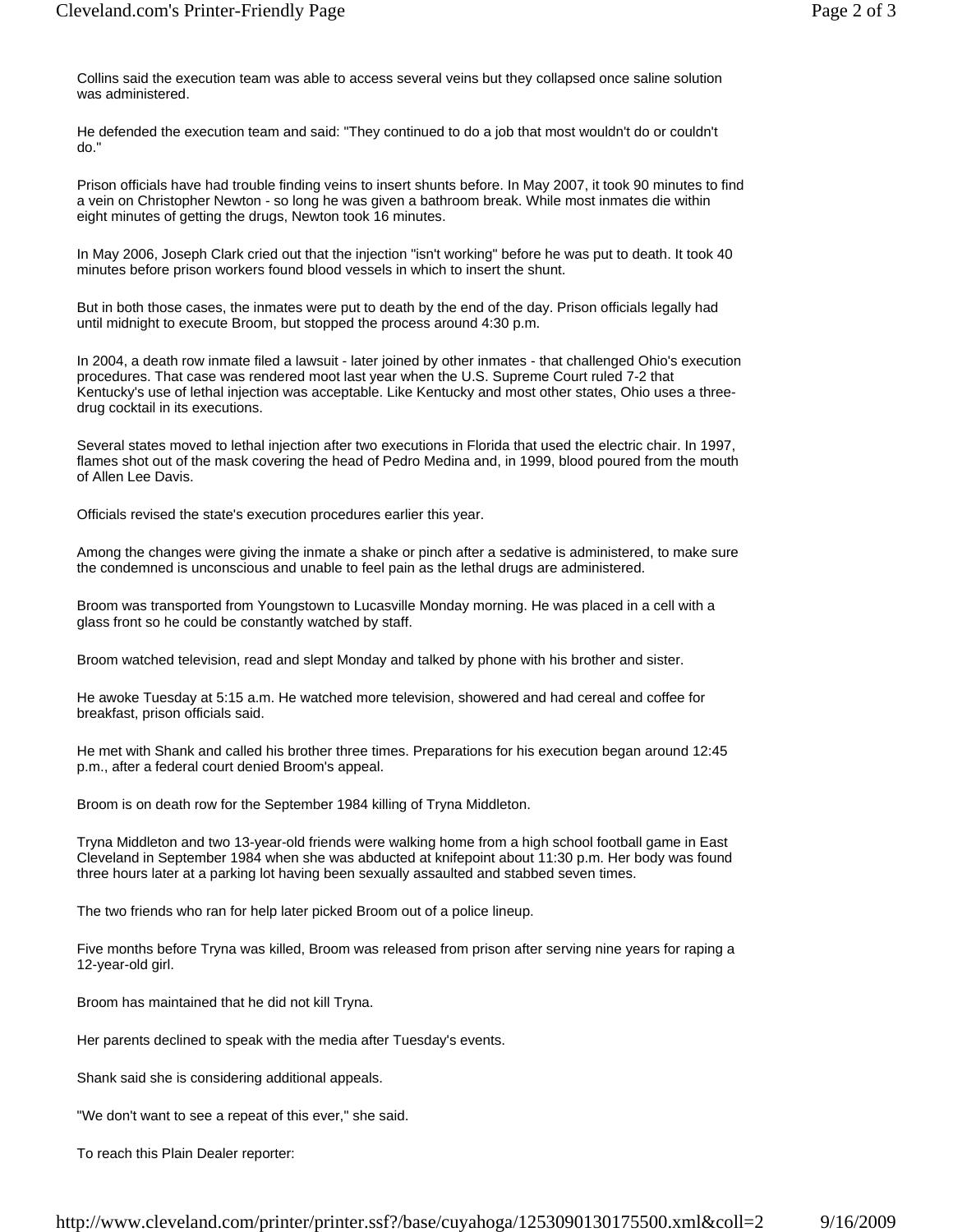Collins said the execution team was able to access several veins but they collapsed once saline solution was administered.

He defended the execution team and said: "They continued to do a job that most wouldn't do or couldn't do."

Prison officials have had trouble finding veins to insert shunts before. In May 2007, it took 90 minutes to find a vein on Christopher Newton - so long he was given a bathroom break. While most inmates die within eight minutes of getting the drugs, Newton took 16 minutes.

In May 2006, Joseph Clark cried out that the injection "isn't working" before he was put to death. It took 40 minutes before prison workers found blood vessels in which to insert the shunt.

But in both those cases, the inmates were put to death by the end of the day. Prison officials legally had until midnight to execute Broom, but stopped the process around 4:30 p.m.

In 2004, a death row inmate filed a lawsuit - later joined by other inmates - that challenged Ohio's execution procedures. That case was rendered moot last year when the U.S. Supreme Court ruled 7-2 that Kentucky's use of lethal injection was acceptable. Like Kentucky and most other states, Ohio uses a three-drug cocktail in its executions.

Several states moved to lethal injection after two executions in Florida that used the electric chair. In 1997, flames shot out of the mask covering the head of Pedro Medina and, in 1999, blood poured from the mouth of Allen Lee Davis.

Officials revised the state's execution procedures earlier this year.

Among the changes were giving the inmate a shake or pinch after a sedative is administered, to make sure the condemned is unconscious and unable to feel pain as the lethal drugs are administered.

Broom was transported from Youngstown to Lucasville Monday morning. He was placed in a cell with a glass front so he could be constantly watched by staff.

Broom watched television, read and slept Monday and talked by phone with his brother and sister.

He awoke Tuesday at 5:15 a.m. He watched more television, showered and had cereal and coffee for breakfast, prison officials said.

He met with Shank and called his brother three times. Preparations for his execution began around 12:45 p.m., after a federal court denied Broom's appeal.

Broom is on death row for the September 1984 killing of Tryna Middleton.

Tryna Middleton and two 13-year-old friends were walking home from a high school football game in East Cleveland in September 1984 when she was abducted at knifepoint about 11:30 p.m. Her body was found three hours later at a parking lot having been sexually assaulted and stabbed seven times.

The two friends who ran for help later picked Broom out of a police lineup.

Five months before Tryna was killed, Broom was released from prison after serving nine years for raping a 12-year-old girl.

Broom has maintained that he did not kill Tryna.

Her parents declined to speak with the media after Tuesday's events.

Shank said she is considering additional appeals.

"We don't want to see a repeat of this ever," she said.

To reach this Plain Dealer reporter: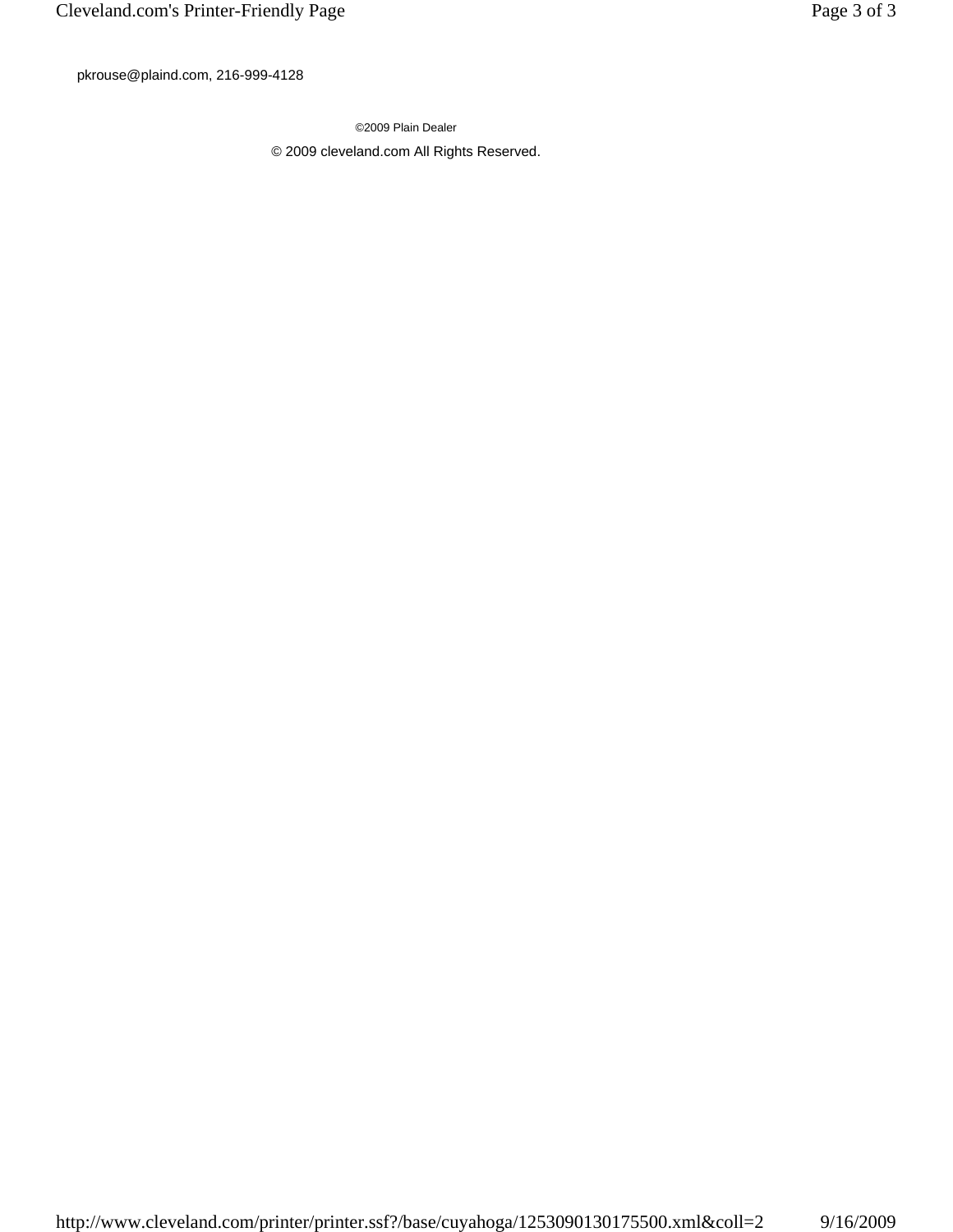pkrouse@plaind.com, 216-999-4128

©2009 Plain Dealer

© 2009 cleveland.com All Rights Reserved.